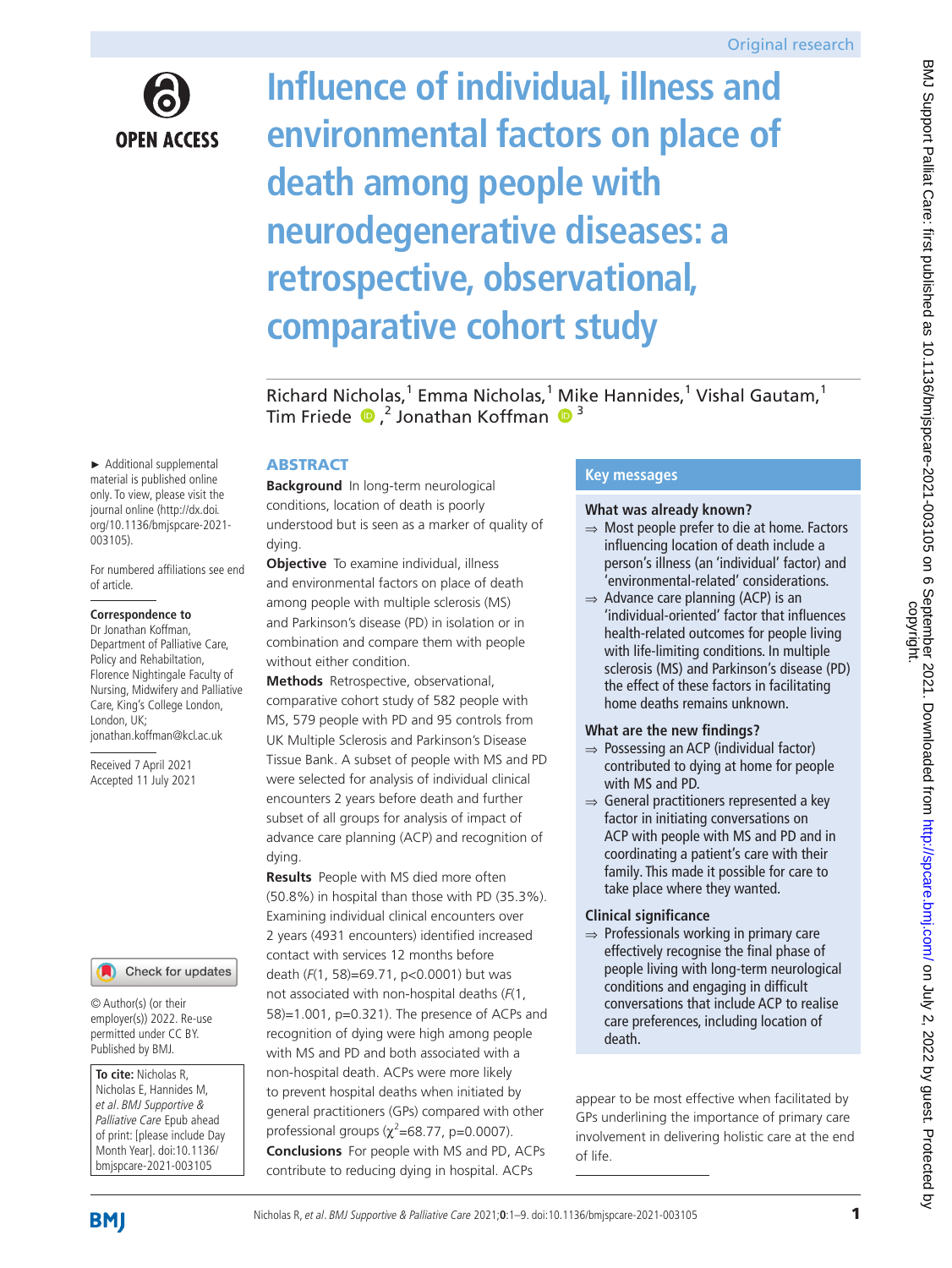Original research

# Influence of individual, illness and environmental factors on place of death among people with neurodegenerative diseases: a retrospective, observational, comparative cohort study

Richard Nicholas,[1] Emma Nicholas,[1] Mike Hannides,[1] Vishal Gautam,[1] Tim Friede,[2] Jonathan Koffman[3]

► Additional supplemental material is published online only. To view, please visit the journal online (http://dx.doi.org/10.1136/bmjspcare-2021-003105).

For numbered affiliations see end of article.

**Correspondence to**
Dr Jonathan Koffman, Department of Palliative Care, Policy and Rehabiltation, Florence Nightingale Faculty of Nursing, Midwifery and Palliative Care, King's College London, London, UK; jonathan.koffman@kcl.ac.uk

Received 7 April 2021
Accepted 11 July 2021

© Author(s) (or their employer(s)) 2022. Re-use permitted under CC BY. Published by BMJ.

**To cite:** Nicholas R, Nicholas E, Hannides M, *et al*. *BMJ Supportive & Palliative Care* Epub ahead of print: [please include Day Month Year]. doi:10.1136/bmjspcare-2021-003105

## ABSTRACT

**Background** In long-term neurological conditions, location of death is poorly understood but is seen as a marker of quality of dying.

**Objective** To examine individual, illness and environmental factors on place of death among people with multiple sclerosis (MS) and Parkinson's disease (PD) in isolation or in combination and compare them with people without either condition.

**Methods** Retrospective, observational, comparative cohort study of 582 people with MS, 579 people with PD and 95 controls from UK Multiple Sclerosis and Parkinson's Disease Tissue Bank. A subset of people with MS and PD were selected for analysis of individual clinical encounters 2 years before death and further subset of all groups for analysis of impact of advance care planning (ACP) and recognition of dying.

**Results** People with MS died more often (50.8%) in hospital than those with PD (35.3%). Examining individual clinical encounters over 2 years (4931 encounters) identified increased contact with services 12 months before death ($F(1, 58)=69.71$, $p<0.0001$) but was not associated with non-hospital deaths ($F(1, 58)=1.001$, $p=0.321$). The presence of ACPs and recognition of dying were high among people with MS and PD and both associated with a non-hospital death. ACPs were more likely to prevent hospital deaths when initiated by general practitioners (GPs) compared with other professional groups ($\chi^2=68.77$, $p=0.0007$).

**Conclusions** For people with MS and PD, ACPs contribute to reducing dying in hospital. ACPs appear to be most effective when facilitated by GPs underlining the importance of primary care involvement in delivering holistic care at the end of life.

## Key messages

**What was already known?**

⇒ Most people prefer to die at home. Factors influencing location of death include a person's illness (an 'individual' factor) and 'environmental-related' considerations.

⇒ Advance care planning (ACP) is an 'individual-oriented' factor that influences health-related outcomes for people living with life-limiting conditions. In multiple sclerosis (MS) and Parkinson's disease (PD) the effect of these factors in facilitating home deaths remains unknown.

**What are the new findings?**

⇒ Possessing an ACP (individual factor) contributed to dying at home for people with MS and PD.

⇒ General practitioners represented a key factor in initiating conversations on ACP with people with MS and PD and in coordinating a patient's care with their family. This made it possible for care to take place where they wanted.

**Clinical significance**

⇒ Professionals working in primary care effectively recognise the final phase of people living with long-term neurological conditions and engaging in difficult conversations that include ACP to realise care preferences, including location of death.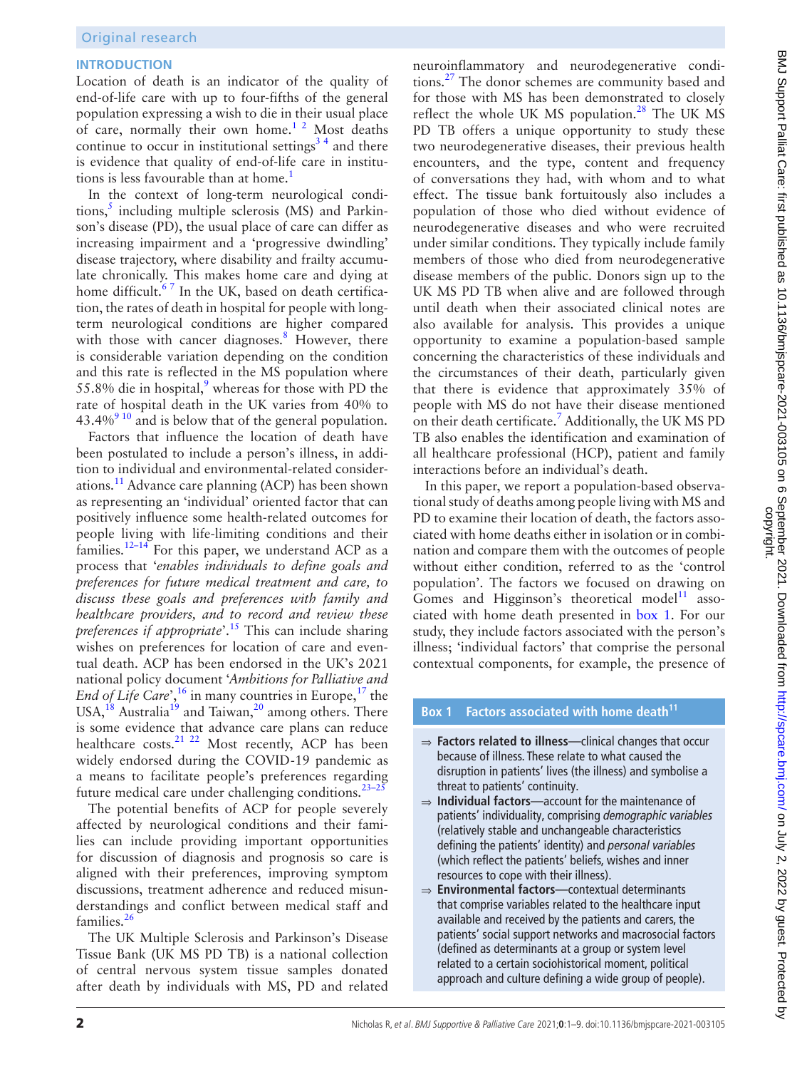## INTRODUCTION

Location of death is an indicator of the quality of end-of-life care with up to four-fifths of the general population expressing a wish to die in their usual place of care, normally their own home.[1 2] Most deaths continue to occur in institutional settings[3 4] and there is evidence that quality of end-of-life care in institutions is less favourable than at home.[1]

In the context of long-term neurological conditions,[5] including multiple sclerosis (MS) and Parkinson's disease (PD), the usual place of care can differ as increasing impairment and a 'progressive dwindling' disease trajectory, where disability and frailty accumulate chronically. This makes home care and dying at home difficult.[6 7] In the UK, based on death certification, the rates of death in hospital for people with long-term neurological conditions are higher compared with those with cancer diagnoses.[8] However, there is considerable variation depending on the condition and this rate is reflected in the MS population where 55.8% die in hospital,[9] whereas for those with PD the rate of hospital death in the UK varies from 40% to 43.4%[9 10] and is below that of the general population.

Factors that influence the location of death have been postulated to include a person's illness, in addition to individual and environmental-related considerations.[11] Advance care planning (ACP) has been shown as representing an 'individual' oriented factor that can positively influence some health-related outcomes for people living with life-limiting conditions and their families.[12–14] For this paper, we understand ACP as a process that '*enables individuals to define goals and preferences for future medical treatment and care, to discuss these goals and preferences with family and healthcare providers, and to record and review these preferences if appropriate*'.[15] This can include sharing wishes on preferences for location of care and eventual death. ACP has been endorsed in the UK's 2021 national policy document '*Ambitions for Palliative and End of Life Care*',[16] in many countries in Europe,[17] the USA,[18] Australia[19] and Taiwan,[20] among others. There is some evidence that advance care plans can reduce healthcare costs.[21 22] Most recently, ACP has been widely endorsed during the COVID-19 pandemic as a means to facilitate people's preferences regarding future medical care under challenging conditions.[23–25]

The potential benefits of ACP for people severely affected by neurological conditions and their families can include providing important opportunities for discussion of diagnosis and prognosis so care is aligned with their preferences, improving symptom discussions, treatment adherence and reduced misunderstandings and conflict between medical staff and families.[26]

The UK Multiple Sclerosis and Parkinson's Disease Tissue Bank (UK MS PD TB) is a national collection of central nervous system tissue samples donated after death by individuals with MS, PD and related neuroinflammatory and neurodegenerative conditions.[27] The donor schemes are community based and for those with MS has been demonstrated to closely reflect the whole UK MS population.[28] The UK MS PD TB offers a unique opportunity to study these two neurodegenerative diseases, their previous health encounters, and the type, content and frequency of conversations they had, with whom and to what effect. The tissue bank fortuitously also includes a population of those who died without evidence of neurodegenerative diseases and who were recruited under similar conditions. They typically include family members of those who died from neurodegenerative disease members of the public. Donors sign up to the UK MS PD TB when alive and are followed through until death when their associated clinical notes are also available for analysis. This provides a unique opportunity to examine a population-based sample concerning the characteristics of these individuals and the circumstances of their death, particularly given that there is evidence that approximately 35% of people with MS do not have their disease mentioned on their death certificate.[7] Additionally, the UK MS PD TB also enables the identification and examination of all healthcare professional (HCP), patient and family interactions before an individual's death.

In this paper, we report a population-based observational study of deaths among people living with MS and PD to examine their location of death, the factors associated with home deaths either in isolation or in combination and compare them with the outcomes of people without either condition, referred to as the 'control population'. The factors we focused on drawing on Gomes and Higginson's theoretical model[11] associated with home death presented in box 1. For our study, they include factors associated with the person's illness; 'individual factors' that comprise the personal contextual components, for example, the presence of

**Box 1 Factors associated with home death[11]**

- ⇒ **Factors related to illness**—clinical changes that occur because of illness. These relate to what caused the disruption in patients' lives (the illness) and symbolise a threat to patients' continuity.
- ⇒ **Individual factors**—account for the maintenance of patients' individuality, comprising *demographic variables* (relatively stable and unchangeable characteristics defining the patients' identity) and *personal variables* (which reflect the patients' beliefs, wishes and inner resources to cope with their illness).
- ⇒ **Environmental factors**—contextual determinants that comprise variables related to the healthcare input available and received by the patients and carers, the patients' social support networks and macrosocial factors (defined as determinants at a group or system level related to a certain sociohistorical moment, political approach and culture defining a wide group of people).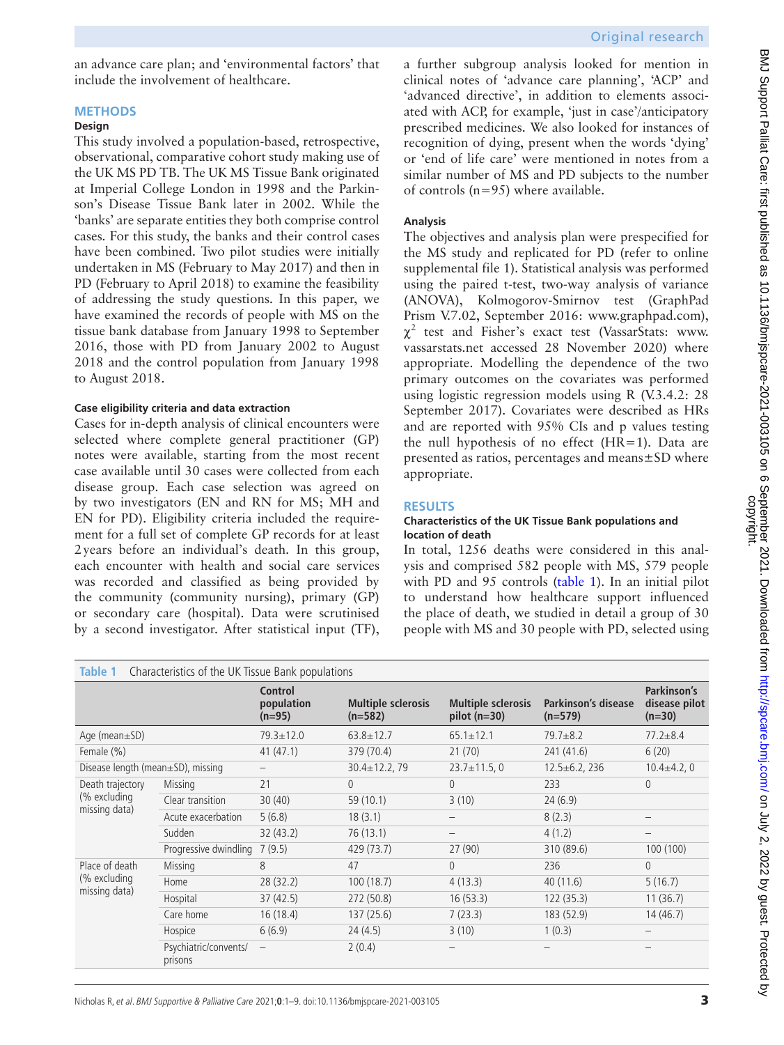an advance care plan; and 'environmental factors' that include the involvement of healthcare.

## METHODS

### Design

This study involved a population-based, retrospective, observational, comparative cohort study making use of the UK MS PD TB. The UK MS Tissue Bank originated at Imperial College London in 1998 and the Parkinson's Disease Tissue Bank later in 2002. While the 'banks' are separate entities they both comprise control cases. For this study, the banks and their control cases have been combined. Two pilot studies were initially undertaken in MS (February to May 2017) and then in PD (February to April 2018) to examine the feasibility of addressing the study questions. In this paper, we have examined the records of people with MS on the tissue bank database from January 1998 to September 2016, those with PD from January 2002 to August 2018 and the control population from January 1998 to August 2018.

### Case eligibility criteria and data extraction

Cases for in-depth analysis of clinical encounters were selected where complete general practitioner (GP) notes were available, starting from the most recent case available until 30 cases were collected from each disease group. Each case selection was agreed on by two investigators (EN and RN for MS; MH and EN for PD). Eligibility criteria included the requirement for a full set of complete GP records for at least 2 years before an individual's death. In this group, each encounter with health and social care services was recorded and classified as being provided by the community (community nursing), primary (GP) or secondary care (hospital). Data were scrutinised by a second investigator. After statistical input (TF), a further subgroup analysis looked for mention in clinical notes of 'advance care planning', 'ACP' and 'advanced directive', in addition to elements associated with ACP, for example, 'just in case'/anticipatory prescribed medicines. We also looked for instances of recognition of dying, present when the words 'dying' or 'end of life care' were mentioned in notes from a similar number of MS and PD subjects to the number of controls (n=95) where available.

### Analysis

The objectives and analysis plan were prespecified for the MS study and replicated for PD (refer to online supplemental file 1). Statistical analysis was performed using the paired t-test, two-way analysis of variance (ANOVA), Kolmogorov-Smirnov test (GraphPad Prism V.7.02, September 2016: www.graphpad.com), $\chi^2$ test and Fisher's exact test (VassarStats: www.vassarstats.net accessed 28 November 2020) where appropriate. Modelling the dependence of the two primary outcomes on the covariates was performed using logistic regression models using R (V.3.4.2: 28 September 2017). Covariates were described as HRs and are reported with 95% CIs and p values testing the null hypothesis of no effect (HR=1). Data are presented as ratios, percentages and means±SD where appropriate.

## RESULTS

### Characteristics of the UK Tissue Bank populations and location of death

In total, 1256 deaths were considered in this analysis and comprised 582 people with MS, 579 people with PD and 95 controls (table 1). In an initial pilot to understand how healthcare support influenced the place of death, we studied in detail a group of 30 people with MS and 30 people with PD, selected using

**Table 1** Characteristics of the UK Tissue Bank populations

| | | Control population (n=95) | Multiple sclerosis (n=582) | Multiple sclerosis pilot (n=30) | Parkinson's disease (n=579) | Parkinson's disease pilot (n=30) |
|---|---|---|---|---|---|---|
| Age (mean±SD) | | 79.3±12.0 | 63.8±12.7 | 65.1±12.1 | 79.7±8.2 | 77.2±8.4 |
| Female (%) | | 41 (47.1) | 379 (70.4) | 21 (70) | 241 (41.6) | 6 (20) |
| Disease length (mean±SD), missing | | – | 30.4±12.2, 79 | 23.7±11.5, 0 | 12.5±6.2, 236 | 10.4±4.2, 0 |
| Death trajectory (% excluding missing data) | Missing | 21 | 0 | 0 | 233 | 0 |
| | Clear transition | 30 (40) | 59 (10.1) | 3 (10) | 24 (6.9) | |
| | Acute exacerbation | 5 (6.8) | 18 (3.1) | – | 8 (2.3) | – |
| | Sudden | 32 (43.2) | 76 (13.1) | – | 4 (1.2) | – |
| | Progressive dwindling | 7 (9.5) | 429 (73.7) | 27 (90) | 310 (89.6) | 100 (100) |
| Place of death (% excluding missing data) | Missing | 8 | 47 | 0 | 236 | 0 |
| | Home | 28 (32.2) | 100 (18.7) | 4 (13.3) | 40 (11.6) | 5 (16.7) |
| | Hospital | 37 (42.5) | 272 (50.8) | 16 (53.3) | 122 (35.3) | 11 (36.7) |
| | Care home | 16 (18.4) | 137 (25.6) | 7 (23.3) | 183 (52.9) | 14 (46.7) |
| | Hospice | 6 (6.9) | 24 (4.5) | 3 (10) | 1 (0.3) | – |
| | Psychiatric/convents/prisons | – | 2 (0.4) | – | – | – |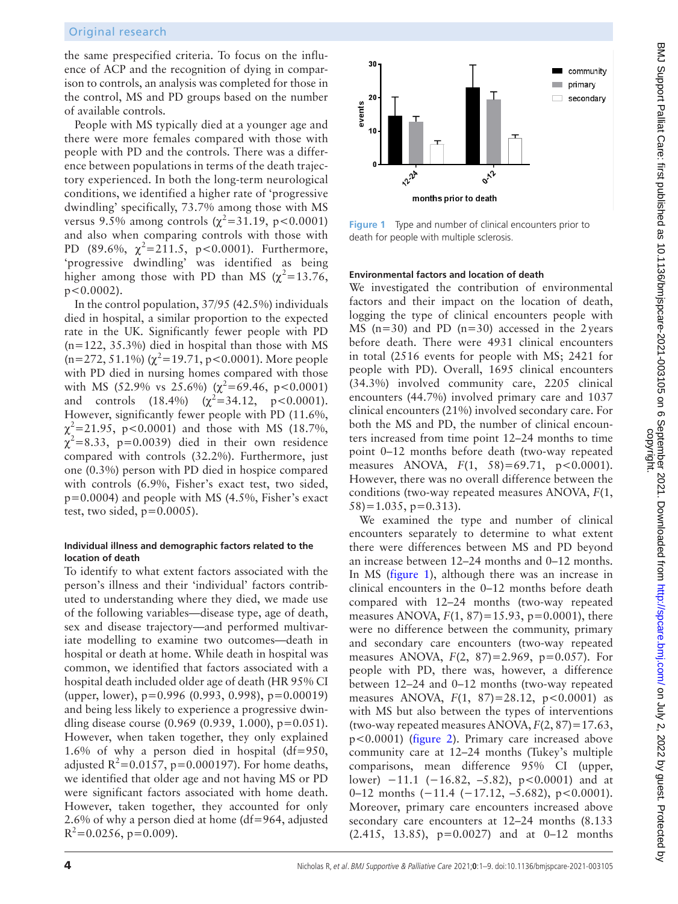the same prespecified criteria. To focus on the influence of ACP and the recognition of dying in comparison to controls, an analysis was completed for those in the control, MS and PD groups based on the number of available controls.

People with MS typically died at a younger age and there were more females compared with those with people with PD and the controls. There was a difference between populations in terms of the death trajectory experienced. In both the long-term neurological conditions, we identified a higher rate of 'progressive dwindling' specifically, 73.7% among those with MS versus 9.5% among controls ($\chi^2$=31.19, p<0.0001) and also when comparing controls with those with PD (89.6%, $\chi^2$=211.5, p<0.0001). Furthermore, 'progressive dwindling' was identified as being higher among those with PD than MS ($\chi^2$=13.76, p<0.0002).

In the control population, 37/95 (42.5%) individuals died in hospital, a similar proportion to the expected rate in the UK. Significantly fewer people with PD (n=122, 35.3%) died in hospital than those with MS (n=272, 51.1%) ($\chi^2$=19.71, p<0.0001). More people with PD died in nursing homes compared with those with MS (52.9% vs 25.6%) ($\chi^2$=69.46, p<0.0001) and controls (18.4%) ($\chi^2$=34.12, p<0.0001). However, significantly fewer people with PD (11.6%, $\chi^2$=21.95, p<0.0001) and those with MS (18.7%, $\chi^2$=8.33, p=0.0039) died in their own residence compared with controls (32.2%). Furthermore, just one (0.3%) person with PD died in hospice compared with controls (6.9%, Fisher's exact test, two sided, p=0.0004) and people with MS (4.5%, Fisher's exact test, two sided, p=0.0005).

### Individual illness and demographic factors related to the location of death

To identify to what extent factors associated with the person's illness and their 'individual' factors contributed to understanding where they died, we made use of the following variables—disease type, age of death, sex and disease trajectory—and performed multivariate modelling to examine two outcomes—death in hospital or death at home. While death in hospital was common, we identified that factors associated with a hospital death included older age of death (HR 95% CI (upper, lower), p=0.996 (0.993, 0.998), p=0.00019) and being less likely to experience a progressive dwindling disease course (0.969 (0.939, 1.000), p=0.051). However, when taken together, they only explained 1.6% of why a person died in hospital (df=950, adjusted $R^2$=0.0157, p=0.000197). For home deaths, we identified that older age and not having MS or PD were significant factors associated with home death. However, taken together, they accounted for only 2.6% of why a person died at home (df=964, adjusted $R^2$=0.0256, p=0.009).

Figure 1 Type and number of clinical encounters prior to death for people with multiple sclerosis.

### Environmental factors and location of death

We investigated the contribution of environmental factors and their impact on the location of death, logging the type of clinical encounters people with MS (n=30) and PD (n=30) accessed in the 2 years before death. There were 4931 clinical encounters in total (2516 events for people with MS; 2421 for people with PD). Overall, 1695 clinical encounters (34.3%) involved community care, 2205 clinical encounters (44.7%) involved primary care and 1037 clinical encounters (21%) involved secondary care. For both the MS and PD, the number of clinical encounters increased from time point 12–24 months to time point 0–12 months before death (two-way repeated measures ANOVA, $F(1, 58)$=69.71, p<0.0001). However, there was no overall difference between the conditions (two-way repeated measures ANOVA, $F(1, 58)$=1.035, p=0.313).

We examined the type and number of clinical encounters separately to determine to what extent there were differences between MS and PD beyond an increase between 12–24 months and 0–12 months. In MS (figure 1), although there was an increase in clinical encounters in the 0–12 months before death compared with 12–24 months (two-way repeated measures ANOVA, $F(1, 87)$=15.93, p=0.0001), there were no difference between the community, primary and secondary care encounters (two-way repeated measures ANOVA, $F(2, 87)$=2.969, p=0.057). For people with PD, there was, however, a difference between 12–24 and 0–12 months (two-way repeated measures ANOVA, $F(1, 87)$=28.12, p<0.0001) as with MS but also between the types of interventions (two-way repeated measures ANOVA, $F(2, 87)$=17.63, p<0.0001) (figure 2). Primary care increased above community care at 12–24 months (Tukey's multiple comparisons, mean difference 95% CI (upper, lower) −11.1 (−16.82, –5.82), p<0.0001) and at 0–12 months (−11.4 (−17.12, –5.682), p<0.0001). Moreover, primary care encounters increased above secondary care encounters at 12–24 months (8.133 (2.415, 13.85), p=0.0027) and at 0–12 months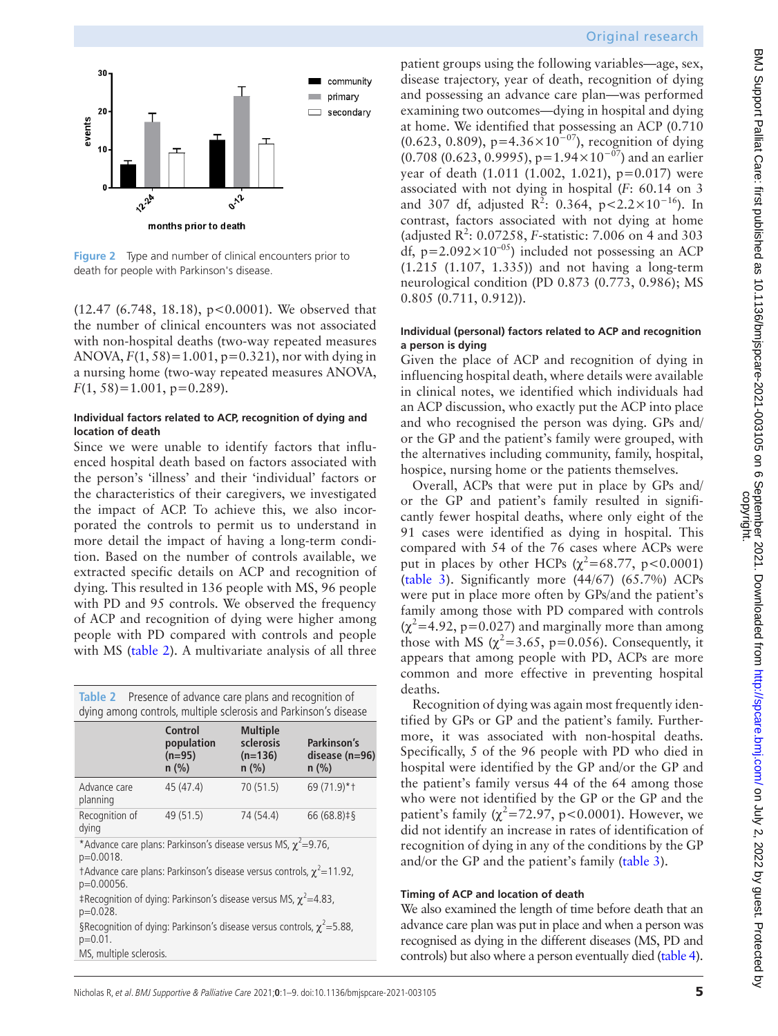Figure 2 Type and number of clinical encounters prior to death for people with Parkinson's disease.

(12.47 (6.748, 18.18), p<0.0001). We observed that the number of clinical encounters was not associated with non-hospital deaths (two-way repeated measures ANOVA, $F(1, 58)=1.001$, p=0.321), nor with dying in a nursing home (two-way repeated measures ANOVA, $F(1, 58)=1.001$, p=0.289).

#### Individual factors related to ACP, recognition of dying and location of death

Since we were unable to identify factors that influenced hospital death based on factors associated with the person's 'illness' and their 'individual' factors or the characteristics of their caregivers, we investigated the impact of ACP. To achieve this, we also incorporated the controls to permit us to understand in more detail the impact of having a long-term condition. Based on the number of controls available, we extracted specific details on ACP and recognition of dying. This resulted in 136 people with MS, 96 people with PD and 95 controls. We observed the frequency of ACP and recognition of dying were higher among people with PD compared with controls and people with MS (table 2). A multivariate analysis of all three patient groups using the following variables—age, sex, disease trajectory, year of death, recognition of dying and possessing an advance care plan—was performed examining two outcomes—dying in hospital and dying at home. We identified that possessing an ACP (0.710 (0.623, 0.809), $p=4.36\times10^{-07}$), recognition of dying (0.708 (0.623, 0.9995), $p=1.94\times10^{-07}$) and an earlier year of death (1.011 (1.002, 1.021), p=0.017) were associated with not dying in hospital ($F$: 60.14 on 3 and 307 df, adjusted $R^2$: 0.364, $p<2.2\times10^{-16}$). In contrast, factors associated with not dying at home (adjusted $R^2$: 0.07258, $F$-statistic: 7.006 on 4 and 303 df, $p=2.092\times10^{-05}$) included not possessing an ACP (1.215 (1.107, 1.335)) and not having a long-term neurological condition (PD 0.873 (0.773, 0.986); MS 0.805 (0.711, 0.912)).

Table 2 Presence of advance care plans and recognition of dying among controls, multiple sclerosis and Parkinson's disease

| | Control population (n=95) n (%) | Multiple sclerosis (n=136) n (%) | Parkinson's disease (n=96) n (%) |
|---|---|---|---|
| Advance care planning | 45 (47.4) | 70 (51.5) | 69 (71.9)*† |
| Recognition of dying | 49 (51.5) | 74 (54.4) | 66 (68.8)‡§ |

*Advance care plans: Parkinson's disease versus MS, $\chi^2=9.76$, p=0.0018.
†Advance care plans: Parkinson's disease versus controls, $\chi^2=11.92$, p=0.00056.
‡Recognition of dying: Parkinson's disease versus MS, $\chi^2=4.83$, p=0.028.
§Recognition of dying: Parkinson's disease versus controls, $\chi^2=5.88$, p=0.01.
MS, multiple sclerosis.

#### Individual (personal) factors related to ACP and recognition a person is dying

Given the place of ACP and recognition of dying in influencing hospital death, where details were available in clinical notes, we identified which individuals had an ACP discussion, who exactly put the ACP into place and who recognised the person was dying. GPs and/or the GP and the patient's family were grouped, with the alternatives including community, family, hospital, hospice, nursing home or the patients themselves.

Overall, ACPs that were put in place by GPs and/or the GP and patient's family resulted in significantly fewer hospital deaths, where only eight of the 91 cases were identified as dying in hospital. This compared with 54 of the 76 cases where ACPs were put in places by other HCPs ($\chi^2=68.77$, p<0.0001) (table 3). Significantly more (44/67) (65.7%) ACPs were put in place more often by GPs/and the patient's family among those with PD compared with controls ($\chi^2=4.92$, p=0.027) and marginally more than among those with MS ($\chi^2=3.65$, p=0.056). Consequently, it appears that among people with PD, ACPs are more common and more effective in preventing hospital deaths.

Recognition of dying was again most frequently identified by GPs or GP and the patient's family. Furthermore, it was associated with non-hospital deaths. Specifically, 5 of the 96 people with PD who died in hospital were identified by the GP and/or the GP and the patient's family versus 44 of the 64 among those who were not identified by the GP or the GP and the patient's family ($\chi^2=72.97$, p<0.0001). However, we did not identify an increase in rates of identification of recognition of dying in any of the conditions by the GP and/or the GP and the patient's family (table 3).

#### Timing of ACP and location of death

We also examined the length of time before death that an advance care plan was put in place and when a person was recognised as dying in the different diseases (MS, PD and controls) but also where a person eventually died (table 4).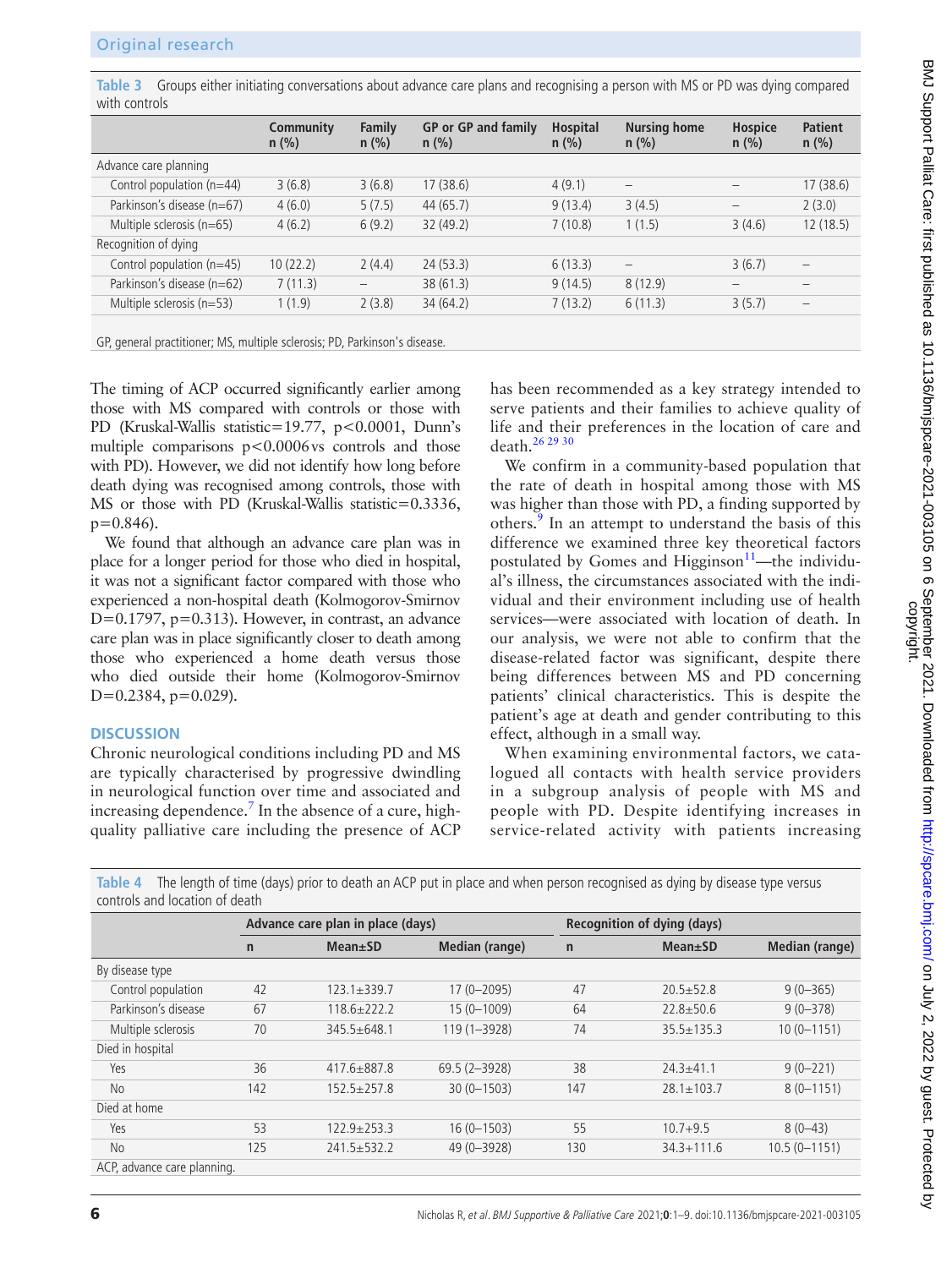**Table 3** Groups either initiating conversations about advance care plans and recognising a person with MS or PD was dying compared with controls

| | Community n (%) | Family n (%) | GP or GP and family n (%) | Hospital n (%) | Nursing home n (%) | Hospice n (%) | Patient n (%) |
|---|---|---|---|---|---|---|---|
| Advance care planning | | | | | | | |
| Control population (n=44) | 3 (6.8) | 3 (6.8) | 17 (38.6) | 4 (9.1) | – | – | 17 (38.6) |
| Parkinson's disease (n=67) | 4 (6.0) | 5 (7.5) | 44 (65.7) | 9 (13.4) | 3 (4.5) | – | 2 (3.0) |
| Multiple sclerosis (n=65) | 4 (6.2) | 6 (9.2) | 32 (49.2) | 7 (10.8) | 1 (1.5) | 3 (4.6) | 12 (18.5) |
| Recognition of dying | | | | | | | |
| Control population (n=45) | 10 (22.2) | 2 (4.4) | 24 (53.3) | 6 (13.3) | – | 3 (6.7) | – |
| Parkinson's disease (n=62) | 7 (11.3) | – | 38 (61.3) | 9 (14.5) | 8 (12.9) | – | – |
| Multiple sclerosis (n=53) | 1 (1.9) | 2 (3.8) | 34 (64.2) | 7 (13.2) | 6 (11.3) | 3 (5.7) | – |

GP, general practitioner; MS, multiple sclerosis; PD, Parkinson's disease.

The timing of ACP occurred significantly earlier among those with MS compared with controls or those with PD (Kruskal-Wallis statistic=19.77, $p<0.0001$, Dunn's multiple comparisons $p<0.0006$ vs controls and those with PD). However, we did not identify how long before death dying was recognised among controls, those with MS or those with PD (Kruskal-Wallis statistic=0.3336, $p=0.846$).

We found that although an advance care plan was in place for a longer period for those who died in hospital, it was not a significant factor compared with those who experienced a non-hospital death (Kolmogorov-Smirnov D=0.1797, $p=0.313$). However, in contrast, an advance care plan was in place significantly closer to death among those who experienced a home death versus those who died outside their home (Kolmogorov-Smirnov D=0.2384, $p=0.029$).

## DISCUSSION

Chronic neurological conditions including PD and MS are typically characterised by progressive dwindling in neurological function over time and associated and increasing dependence.[7] In the absence of a cure, high-quality palliative care including the presence of ACP has been recommended as a key strategy intended to serve patients and their families to achieve quality of life and their preferences in the location of care and death.[26 29 30]

We confirm in a community-based population that the rate of death in hospital among those with MS was higher than those with PD, a finding supported by others.[9] In an attempt to understand the basis of this difference we examined three key theoretical factors postulated by Gomes and Higginson[11]—the individual's illness, the circumstances associated with the individual and their environment including use of health services—were associated with location of death. In our analysis, we were not able to confirm that the disease-related factor was significant, despite there being differences between MS and PD concerning patients' clinical characteristics. This is despite the patient's age at death and gender contributing to this effect, although in a small way.

When examining environmental factors, we catalogued all contacts with health service providers in a subgroup analysis of people with MS and people with PD. Despite identifying increases in service-related activity with patients increasing

**Table 4** The length of time (days) prior to death an ACP put in place and when person recognised as dying by disease type versus controls and location of death

| | Advance care plan in place (days) | | | Recognition of dying (days) | | |
|---|---|---|---|---|---|---|
| | n | Mean±SD | Median (range) | n | Mean±SD | Median (range) |
| By disease type | | | | | | |
| Control population | 42 | 123.1±339.7 | 17 (0–2095) | 47 | 20.5±52.8 | 9 (0–365) |
| Parkinson's disease | 67 | 118.6±222.2 | 15 (0–1009) | 64 | 22.8±50.6 | 9 (0–378) |
| Multiple sclerosis | 70 | 345.5±648.1 | 119 (1–3928) | 74 | 35.5±135.3 | 10 (0–1151) |
| Died in hospital | | | | | | |
| Yes | 36 | 417.6±887.8 | 69.5 (2–3928) | 38 | 24.3±41.1 | 9 (0–221) |
| No | 142 | 152.5±257.8 | 30 (0–1503) | 147 | 28.1±103.7 | 8 (0–1151) |
| Died at home | | | | | | |
| Yes | 53 | 122.9±253.3 | 16 (0–1503) | 55 | 10.7+9.5 | 8 (0–43) |
| No | 125 | 241.5±532.2 | 49 (0–3928) | 130 | 34.3+111.6 | 10.5 (0–1151) |

ACP, advance care planning.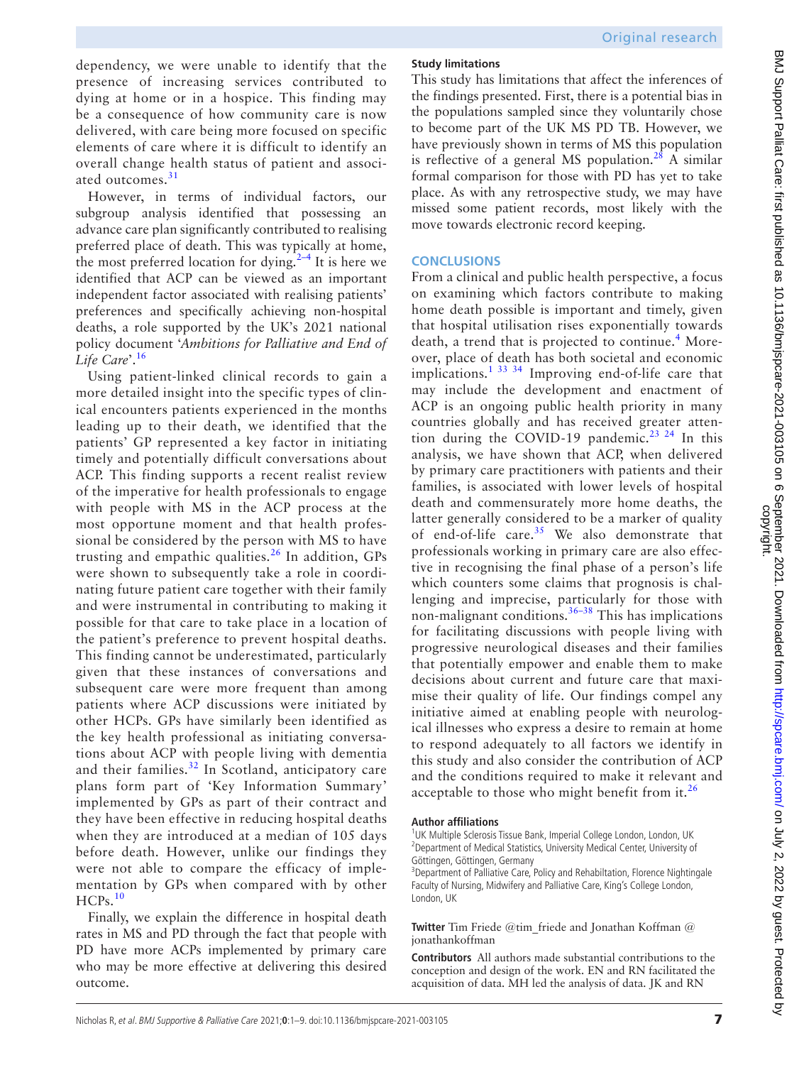dependency, we were unable to identify that the presence of increasing services contributed to dying at home or in a hospice. This finding may be a consequence of how community care is now delivered, with care being more focused on specific elements of care where it is difficult to identify an overall change health status of patient and associated outcomes.[31]

However, in terms of individual factors, our subgroup analysis identified that possessing an advance care plan significantly contributed to realising preferred place of death. This was typically at home, the most preferred location for dying.[2–4] It is here we identified that ACP can be viewed as an important independent factor associated with realising patients' preferences and specifically achieving non-hospital deaths, a role supported by the UK's 2021 national policy document '*Ambitions for Palliative and End of Life Care*'.[16]

Using patient-linked clinical records to gain a more detailed insight into the specific types of clinical encounters patients experienced in the months leading up to their death, we identified that the patients' GP represented a key factor in initiating timely and potentially difficult conversations about ACP. This finding supports a recent realist review of the imperative for health professionals to engage with people with MS in the ACP process at the most opportune moment and that health professional be considered by the person with MS to have trusting and empathic qualities.[26] In addition, GPs were shown to subsequently take a role in coordinating future patient care together with their family and were instrumental in contributing to making it possible for that care to take place in a location of the patient's preference to prevent hospital deaths. This finding cannot be underestimated, particularly given that these instances of conversations and subsequent care were more frequent than among patients where ACP discussions were initiated by other HCPs. GPs have similarly been identified as the key health professional as initiating conversations about ACP with people living with dementia and their families.[32] In Scotland, anticipatory care plans form part of 'Key Information Summary' implemented by GPs as part of their contract and they have been effective in reducing hospital deaths when they are introduced at a median of 105 days before death. However, unlike our findings they were not able to compare the efficacy of implementation by GPs when compared with by other HCPs.[10]

Finally, we explain the difference in hospital death rates in MS and PD through the fact that people with PD have more ACPs implemented by primary care who may be more effective at delivering this desired outcome.

### Study limitations

This study has limitations that affect the inferences of the findings presented. First, there is a potential bias in the populations sampled since they voluntarily chose to become part of the UK MS PD TB. However, we have previously shown in terms of MS this population is reflective of a general MS population.[28] A similar formal comparison for those with PD has yet to take place. As with any retrospective study, we may have missed some patient records, most likely with the move towards electronic record keeping.

## CONCLUSIONS

From a clinical and public health perspective, a focus on examining which factors contribute to making home death possible is important and timely, given that hospital utilisation rises exponentially towards death, a trend that is projected to continue.[4] Moreover, place of death has both societal and economic implications.[1 33 34] Improving end-of-life care that may include the development and enactment of ACP is an ongoing public health priority in many countries globally and has received greater attention during the COVID-19 pandemic.[23 24] In this analysis, we have shown that ACP, when delivered by primary care practitioners with patients and their families, is associated with lower levels of hospital death and commensurately more home deaths, the latter generally considered to be a marker of quality of end-of-life care.[35] We also demonstrate that professionals working in primary care are also effective in recognising the final phase of a person's life which counters some claims that prognosis is challenging and imprecise, particularly for those with non-malignant conditions.[36–38] This has implications for facilitating discussions with people living with progressive neurological diseases and their families that potentially empower and enable them to make decisions about current and future care that maximise their quality of life. Our findings compel any initiative aimed at enabling people with neurological illnesses who express a desire to remain at home to respond adequately to all factors we identify in this study and also consider the contribution of ACP and the conditions required to make it relevant and acceptable to those who might benefit from it.[26]

**Author affiliations**
[1]UK Multiple Sclerosis Tissue Bank, Imperial College London, London, UK
[2]Department of Medical Statistics, University Medical Center, University of Göttingen, Göttingen, Germany
[3]Department of Palliative Care, Policy and Rehabiltation, Florence Nightingale Faculty of Nursing, Midwifery and Palliative Care, King's College London, London, UK

**Twitter** Tim Friede @tim_friede and Jonathan Koffman @jonathankoffman

**Contributors** All authors made substantial contributions to the conception and design of the work. EN and RN facilitated the acquisition of data. MH led the analysis of data. JK and RN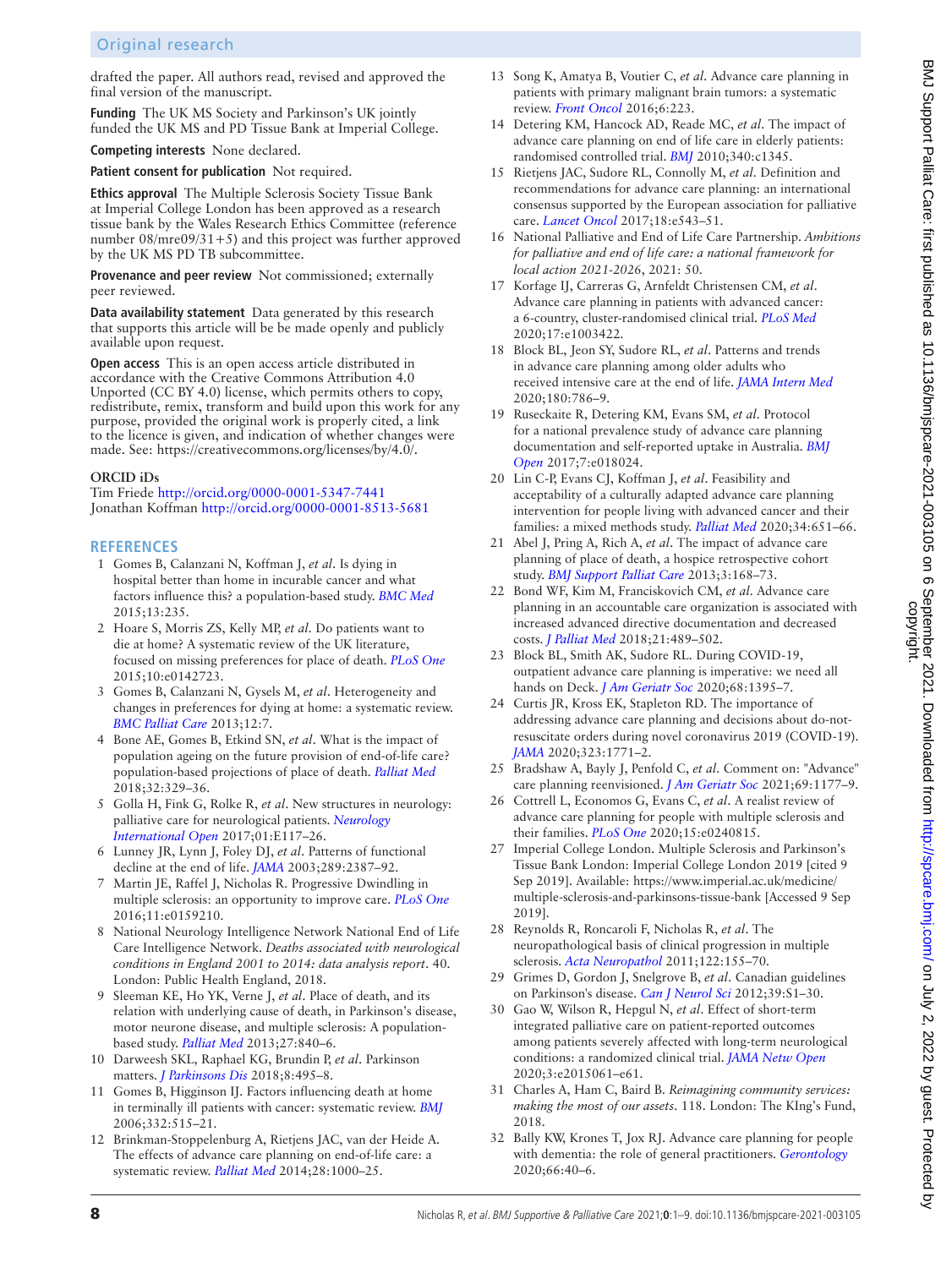drafted the paper. All authors read, revised and approved the final version of the manuscript.

**Funding** The UK MS Society and Parkinson's UK jointly funded the UK MS and PD Tissue Bank at Imperial College.

**Competing interests** None declared.

**Patient consent for publication** Not required.

**Ethics approval** The Multiple Sclerosis Society Tissue Bank at Imperial College London has been approved as a research tissue bank by the Wales Research Ethics Committee (reference number 08/mre09/31+5) and this project was further approved by the UK MS PD TB subcommittee.

**Provenance and peer review** Not commissioned; externally peer reviewed.

**Data availability statement** Data generated by this research that supports this article will be be made openly and publicly available upon request.

**Open access** This is an open access article distributed in accordance with the Creative Commons Attribution 4.0 Unported (CC BY 4.0) license, which permits others to copy, redistribute, remix, transform and build upon this work for any purpose, provided the original work is properly cited, a link to the licence is given, and indication of whether changes were made. See: https://creativecommons.org/licenses/by/4.0/.

**ORCID iDs**

Tim Friede http://orcid.org/0000-0001-5347-7441
Jonathan Koffman http://orcid.org/0000-0001-8513-5681

## REFERENCES

1. Gomes B, Calanzani N, Koffman J, *et al*. Is dying in hospital better than home in incurable cancer and what factors influence this? a population-based study. *BMC Med* 2015;13:235.
2. Hoare S, Morris ZS, Kelly MP, *et al*. Do patients want to die at home? A systematic review of the UK literature, focused on missing preferences for place of death. *PLoS One* 2015;10:e0142723.
3. Gomes B, Calanzani N, Gysels M, *et al*. Heterogeneity and changes in preferences for dying at home: a systematic review. *BMC Palliat Care* 2013;12:7.
4. Bone AE, Gomes B, Etkind SN, *et al*. What is the impact of population ageing on the future provision of end-of-life care? population-based projections of place of death. *Palliat Med* 2018;32:329–36.
5. Golla H, Fink G, Rolke R, *et al*. New structures in neurology: palliative care for neurological patients. *Neurology International Open* 2017;01:E117–26.
6. Lunney JR, Lynn J, Foley DJ, *et al*. Patterns of functional decline at the end of life. *JAMA* 2003;289:2387–92.
7. Martin JE, Raffel J, Nicholas R. Progressive Dwindling in multiple sclerosis: an opportunity to improve care. *PLoS One* 2016;11:e0159210.
8. National Neurology Intelligence Network National End of Life Care Intelligence Network. *Deaths associated with neurological conditions in England 2001 to 2014: data analysis report*. 40. London: Public Health England, 2018.
9. Sleeman KE, Ho YK, Verne J, *et al*. Place of death, and its relation with underlying cause of death, in Parkinson's disease, motor neurone disease, and multiple sclerosis: A population-based study. *Palliat Med* 2013;27:840–6.
10. Darweesh SKL, Raphael KG, Brundin P, *et al*. Parkinson matters. *J Parkinsons Dis* 2018;8:495–8.
11. Gomes B, Higginson IJ. Factors influencing death at home in terminally ill patients with cancer: systematic review. *BMJ* 2006;332:515–21.
12. Brinkman-Stoppelenburg A, Rietjens JAC, van der Heide A. The effects of advance care planning on end-of-life care: a systematic review. *Palliat Med* 2014;28:1000–25.
13. Song K, Amatya B, Voutier C, *et al*. Advance care planning in patients with primary malignant brain tumors: a systematic review. *Front Oncol* 2016;6:223.
14. Detering KM, Hancock AD, Reade MC, *et al*. The impact of advance care planning on end of life care in elderly patients: randomised controlled trial. *BMJ* 2010;340:c1345.
15. Rietjens JAC, Sudore RL, Connolly M, *et al*. Definition and recommendations for advance care planning: an international consensus supported by the European association for palliative care. *Lancet Oncol* 2017;18:e543–51.
16. National Palliative and End of Life Care Partnership. *Ambitions for palliative and end of life care: a national framework for local action 2021-2026*, 2021: 50.
17. Korfage IJ, Carreras G, Arnfeldt Christensen CM, *et al*. Advance care planning in patients with advanced cancer: a 6-country, cluster-randomised clinical trial. *PLoS Med* 2020;17:e1003422.
18. Block BL, Jeon SY, Sudore RL, *et al*. Patterns and trends in advance care planning among older adults who received intensive care at the end of life. *JAMA Intern Med* 2020;180:786–9.
19. Ruseckaite R, Detering KM, Evans SM, *et al*. Protocol for a national prevalence study of advance care planning documentation and self-reported uptake in Australia. *BMJ Open* 2017;7:e018024.
20. Lin C-P, Evans CJ, Koffman J, *et al*. Feasibility and acceptability of a culturally adapted advance care planning intervention for people living with advanced cancer and their families: a mixed methods study. *Palliat Med* 2020;34:651–66.
21. Abel J, Pring A, Rich A, *et al*. The impact of advance care planning of place of death, a hospice retrospective cohort study. *BMJ Support Palliat Care* 2013;3:168–73.
22. Bond WF, Kim M, Franciskovich CM, *et al*. Advance care planning in an accountable care organization is associated with increased advanced directive documentation and decreased costs. *J Palliat Med* 2018;21:489–502.
23. Block BL, Smith AK, Sudore RL. During COVID-19, outpatient advance care planning is imperative: we need all hands on Deck. *J Am Geriatr Soc* 2020;68:1395–7.
24. Curtis JR, Kross EK, Stapleton RD. The importance of addressing advance care planning and decisions about do-not-resuscitate orders during novel coronavirus 2019 (COVID-19). *JAMA* 2020;323:1771–2.
25. Bradshaw A, Bayly J, Penfold C, *et al*. Comment on: "Advance" care planning reenvisioned. *J Am Geriatr Soc* 2021;69:1177–9.
26. Cottrell L, Economos G, Evans C, *et al*. A realist review of advance care planning for people with multiple sclerosis and their families. *PLoS One* 2020;15:e0240815.
27. Imperial College London. Multiple Sclerosis and Parkinson's Tissue Bank London: Imperial College London 2019 [cited 9 Sep 2019]. Available: https://www.imperial.ac.uk/medicine/multiple-sclerosis-and-parkinsons-tissue-bank [Accessed 9 Sep 2019].
28. Reynolds R, Roncaroli F, Nicholas R, *et al*. The neuropathological basis of clinical progression in multiple sclerosis. *Acta Neuropathol* 2011;122:155–70.
29. Grimes D, Gordon J, Snelgrove B, *et al*. Canadian guidelines on Parkinson's disease. *Can J Neurol Sci* 2012;39:S1–30.
30. Gao W, Wilson R, Hepgul N, *et al*. Effect of short-term integrated palliative care on patient-reported outcomes among patients severely affected with long-term neurological conditions: a randomized clinical trial. *JAMA Netw Open* 2020;3:e2015061–e61.
31. Charles A, Ham C, Baird B. *Reimagining community services: making the most of our assets*. 118. London: The KIng's Fund, 2018.
32. Bally KW, Krones T, Jox RJ. Advance care planning for people with dementia: the role of general practitioners. *Gerontology* 2020;66:40–6.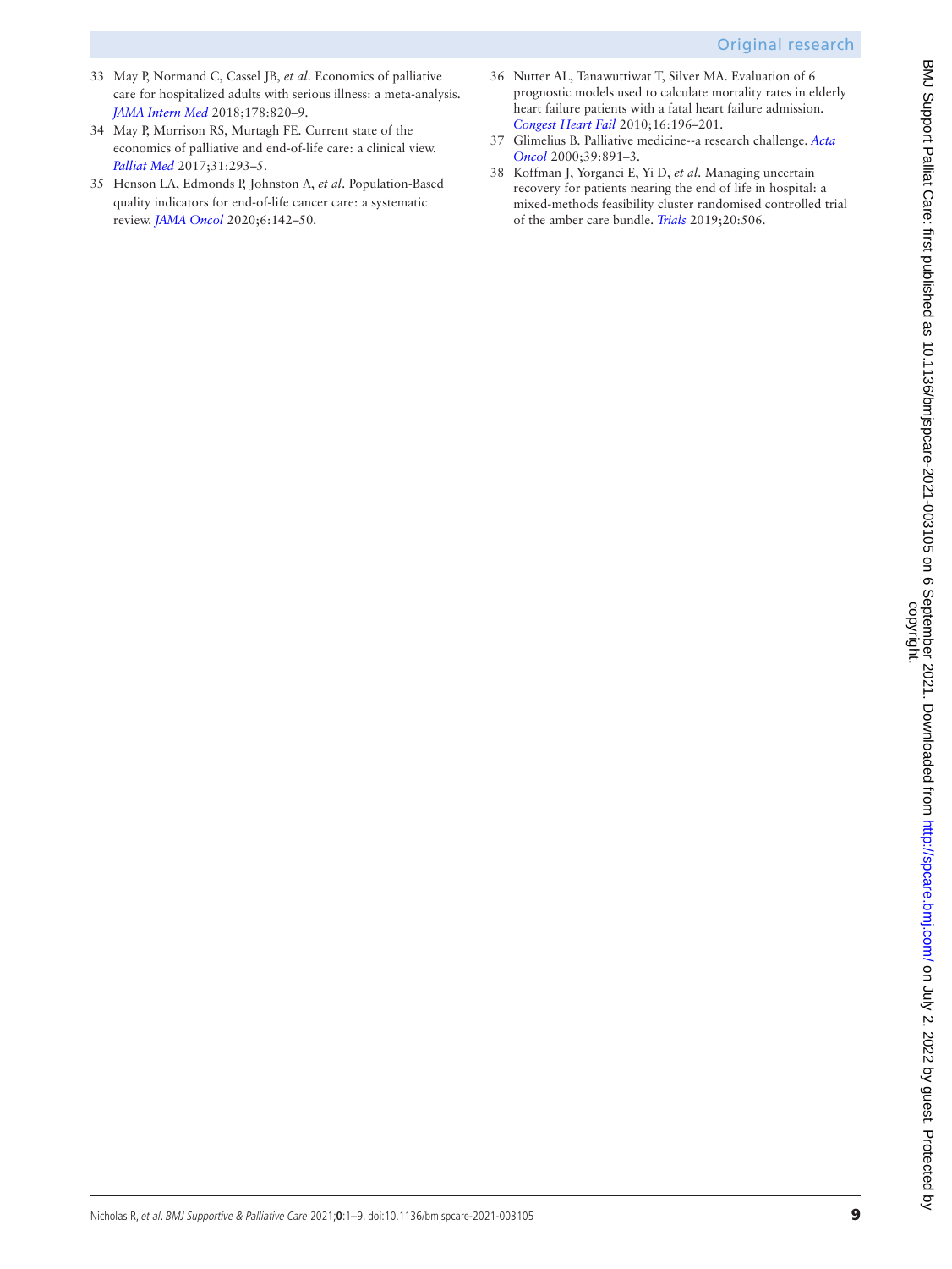33 May P, Normand C, Cassel JB, *et al*. Economics of palliative care for hospitalized adults with serious illness: a meta-analysis. *JAMA Intern Med* 2018;178:820–9.

34 May P, Morrison RS, Murtagh FE. Current state of the economics of palliative and end-of-life care: a clinical view. *Palliat Med* 2017;31:293–5.

35 Henson LA, Edmonds P, Johnston A, *et al*. Population-Based quality indicators for end-of-life cancer care: a systematic review. *JAMA Oncol* 2020;6:142–50.

36 Nutter AL, Tanawuttiwat T, Silver MA. Evaluation of 6 prognostic models used to calculate mortality rates in elderly heart failure patients with a fatal heart failure admission. *Congest Heart Fail* 2010;16:196–201.

37 Glimelius B. Palliative medicine--a research challenge. *Acta Oncol* 2000;39:891–3.

38 Koffman J, Yorganci E, Yi D, *et al*. Managing uncertain recovery for patients nearing the end of life in hospital: a mixed-methods feasibility cluster randomised controlled trial of the amber care bundle. *Trials* 2019;20:506.